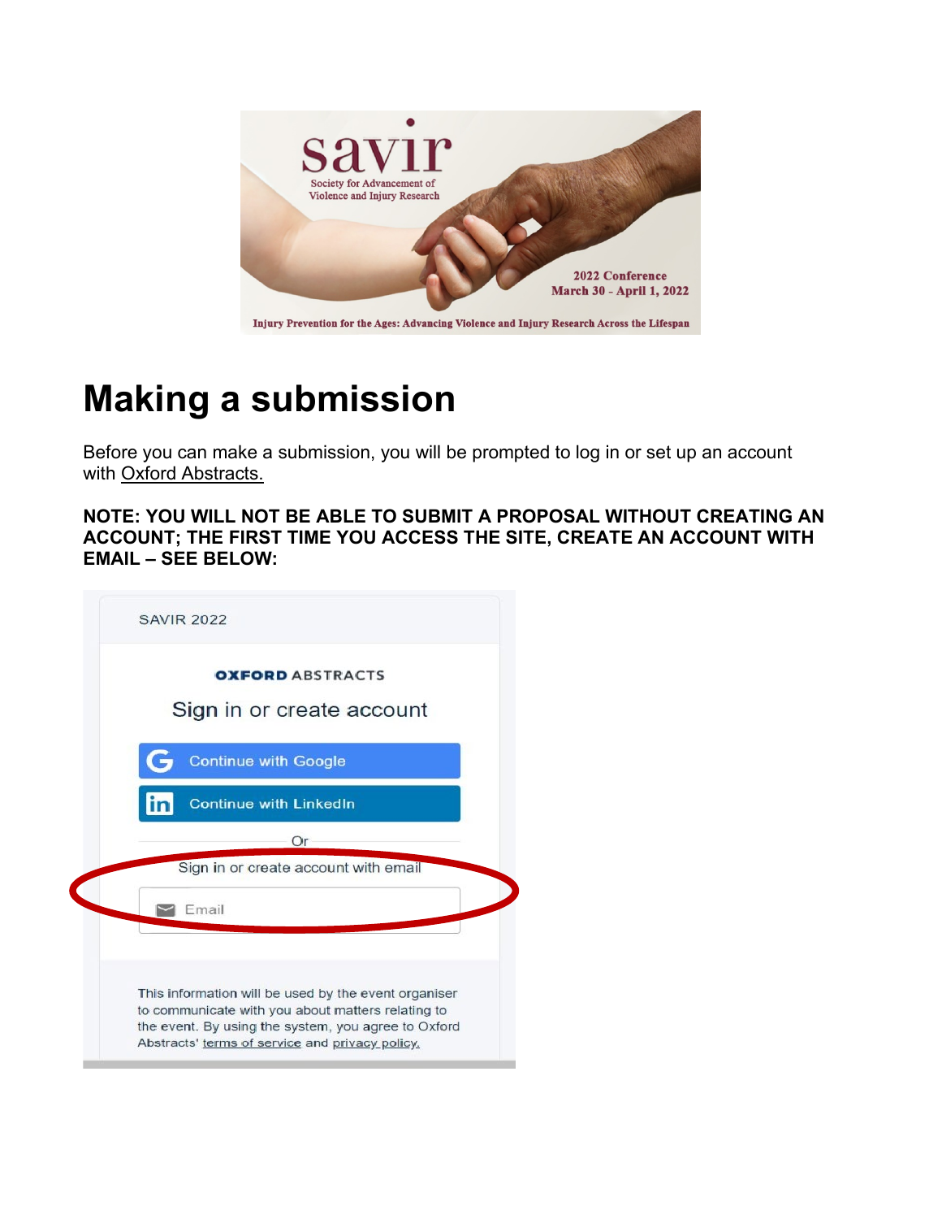# Making a submission

Before you can make a submission, you will be prompted to log in or set up an account with Oxford Abstracts.

**NOTE: YOU WILL NOT BE ABLE TO SUBMIT A PROPOSAL WITHOUT CREATING AN ACCOUNT; THE FIRST TIME YOU ACCESS THE SITE, CREATE AN ACCOUNT WITH EMAIL – SEE BELOW:**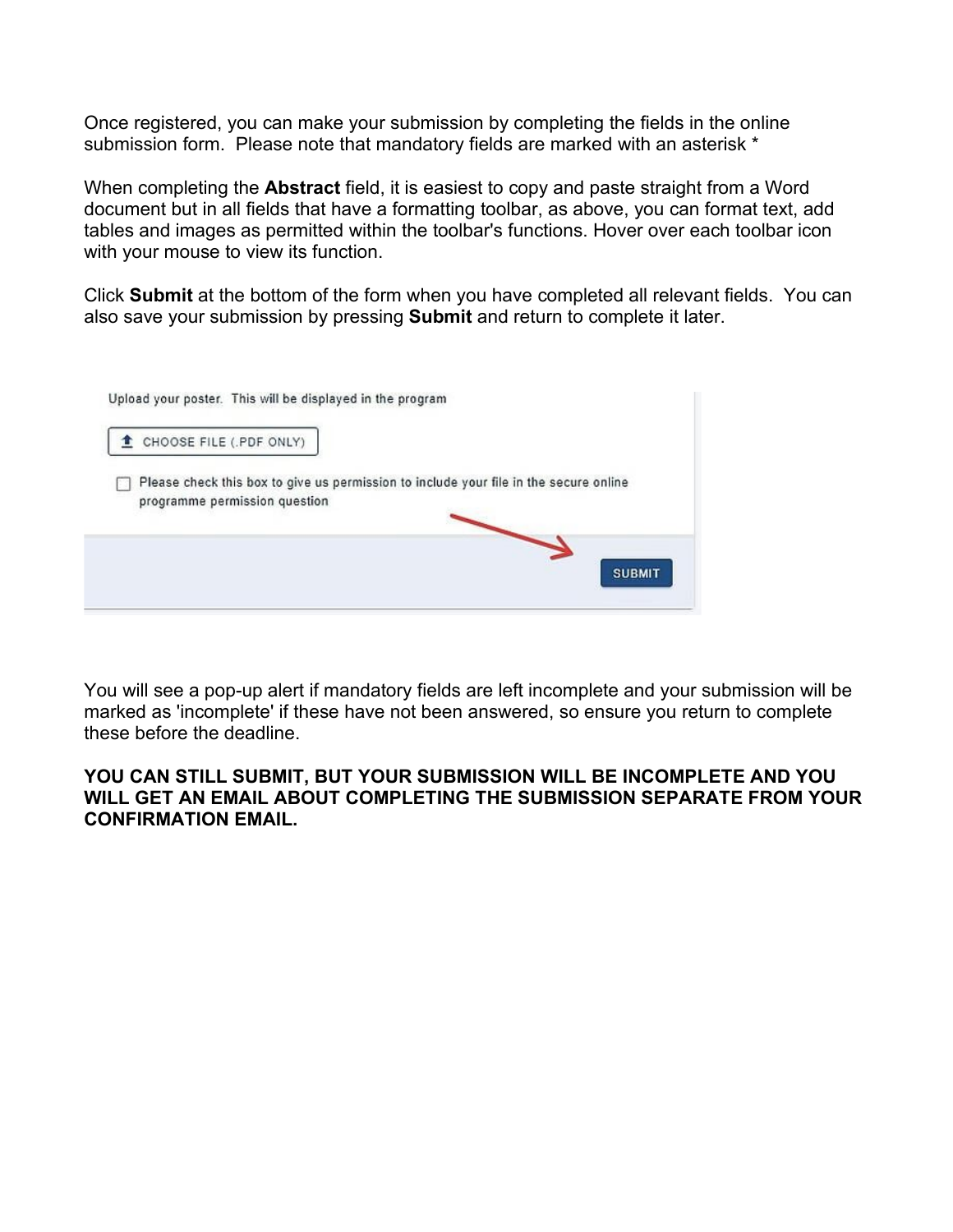Once registered, you can make your submission by completing the fields in the online submission form. Please note that mandatory fields are marked with an asterisk *

When completing the **Abstract** field, it is easiest to copy and paste straight from a Word document but in all fields that have a formatting toolbar, as above, you can format text, add tables and images as permitted within the toolbar's functions. Hover over each toolbar icon with your mouse to view its function.

Click **Submit** at the bottom of the form when you have completed all relevant fields. You can also save your submission by pressing **Submit** and return to complete it later.

Upload your poster. This will be displayed in the program

CHOOSE FILE (.PDF ONLY)

Please check this box to give us permission to include your file in the secure online programme permission question

SUBMIT

You will see a pop-up alert if mandatory fields are left incomplete and your submission will be marked as 'incomplete' if these have not been answered, so ensure you return to complete these before the deadline.

**YOU CAN STILL SUBMIT, BUT YOUR SUBMISSION WILL BE INCOMPLETE AND YOU WILL GET AN EMAIL ABOUT COMPLETING THE SUBMISSION SEPARATE FROM YOUR CONFIRMATION EMAIL.**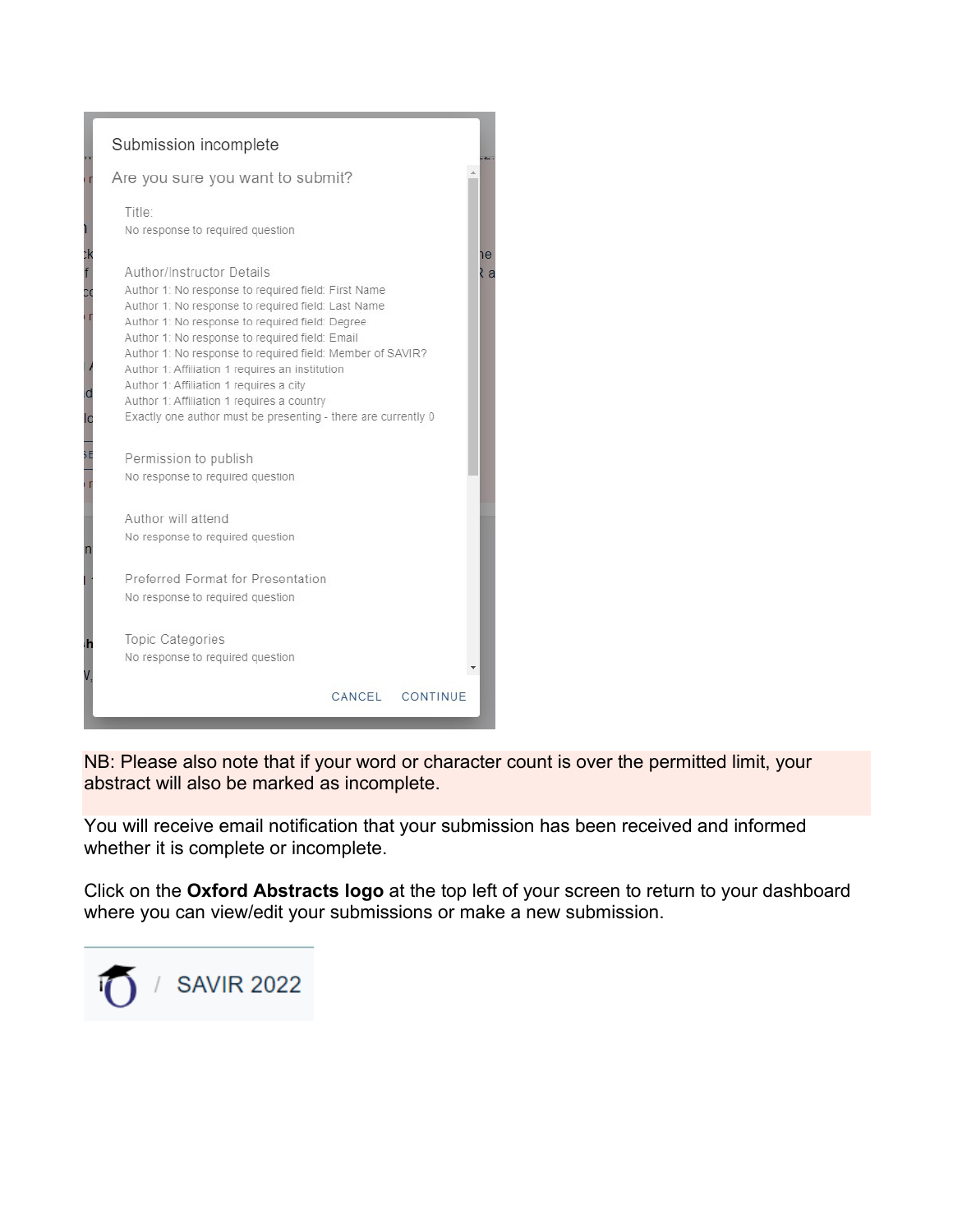Submission incomplete

Are you sure you want to submit?

Title:
No response to required question

Author/Instructor Details
Author 1: No response to required field: First Name
Author 1: No response to required field: Last Name
Author 1: No response to required field: Degree
Author 1: No response to required field: Email
Author 1: No response to required field: Member of SAVIR?
Author 1: Affiliation 1 requires an institution
Author 1: Affiliation 1 requires a city
Author 1: Affiliation 1 requires a country
Exactly one author must be presenting - there are currently 0

Permission to publish
No response to required question

Author will attend
No response to required question

Preferred Format for Presentation
No response to required question

Topic Categories
No response to required question

CANCEL CONTINUE

NB: Please also note that if your word or character count is over the permitted limit, your abstract will also be marked as incomplete.

You will receive email notification that your submission has been received and informed whether it is complete or incomplete.

Click on the **Oxford Abstracts logo** at the top left of your screen to return to your dashboard where you can view/edit your submissions or make a new submission.

/ SAVIR 2022